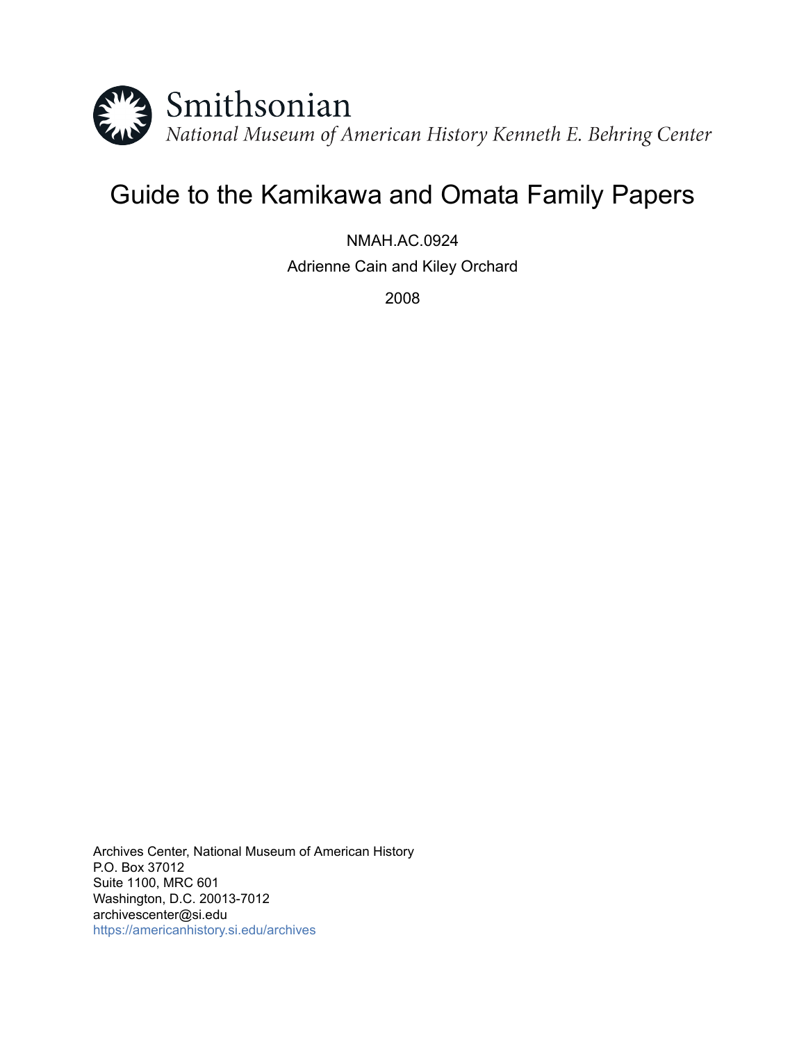Smithsonian

*National Museum of American History Kenneth E. Behring Center*

# Guide to the Kamikawa and Omata Family Papers

NMAH.AC.0924

Adrienne Cain and Kiley Orchard

2008

Archives Center, National Museum of American History
P.O. Box 37012
Suite 1100, MRC 601
Washington, D.C. 20013-7012
archivescenter@si.edu
https://americanhistory.si.edu/archives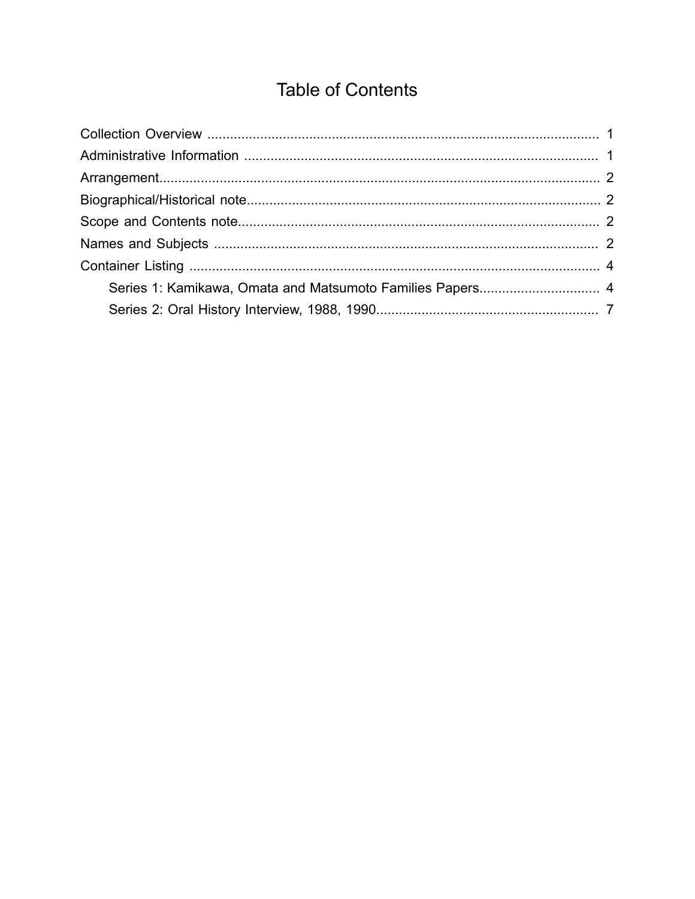# Table of Contents

- Collection Overview ........................................................................................................ 1
- Administrative Information .............................................................................................. 1
- Arrangement..................................................................................................................... 2
- Biographical/Historical note.............................................................................................. 2
- Scope and Contents note................................................................................................. 2
- Names and Subjects ....................................................................................................... 2
- Container Listing ............................................................................................................. 4
    - Series 1: Kamikawa, Omata and Matsumoto Families Papers................................ 4
    - Series 2: Oral History Interview, 1988, 1990........................................................... 7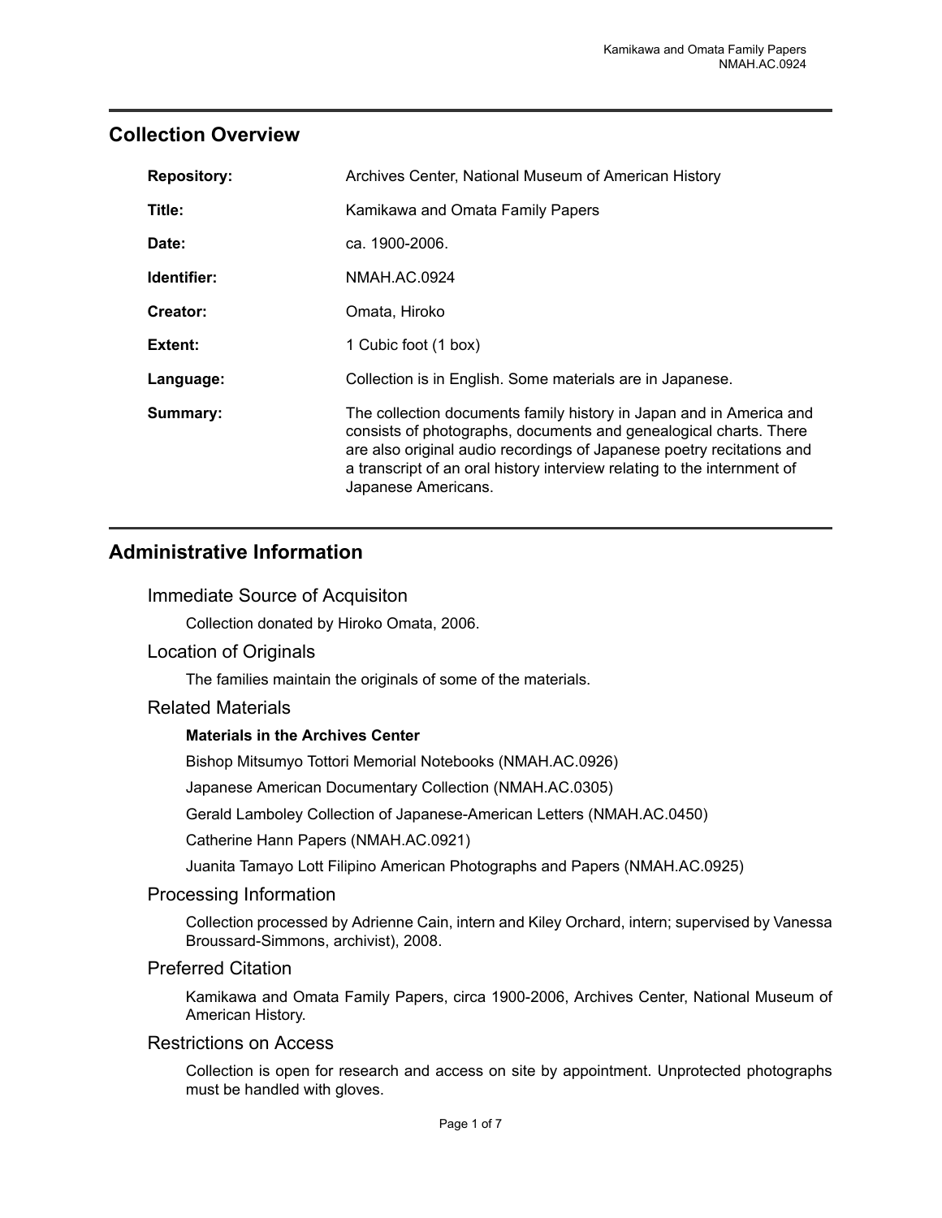## Collection Overview

| | |
|---|---|
| **Repository:** | Archives Center, National Museum of American History |
| **Title:** | Kamikawa and Omata Family Papers |
| **Date:** | ca. 1900-2006. |
| **Identifier:** | NMAH.AC.0924 |
| **Creator:** | Omata, Hiroko |
| **Extent:** | 1 Cubic foot (1 box) |
| **Language:** | Collection is in English. Some materials are in Japanese. |
| **Summary:** | The collection documents family history in Japan and in America and consists of photographs, documents and genealogical charts. There are also original audio recordings of Japanese poetry recitations and a transcript of an oral history interview relating to the internment of Japanese Americans. |

## Administrative Information

### Immediate Source of Acquisiton

Collection donated by Hiroko Omata, 2006.

### Location of Originals

The families maintain the originals of some of the materials.

### Related Materials

**Materials in the Archives Center**

Bishop Mitsumyo Tottori Memorial Notebooks (NMAH.AC.0926)

Japanese American Documentary Collection (NMAH.AC.0305)

Gerald Lamboley Collection of Japanese-American Letters (NMAH.AC.0450)

Catherine Hann Papers (NMAH.AC.0921)

Juanita Tamayo Lott Filipino American Photographs and Papers (NMAH.AC.0925)

### Processing Information

Collection processed by Adrienne Cain, intern and Kiley Orchard, intern; supervised by Vanessa Broussard-Simmons, archivist), 2008.

### Preferred Citation

Kamikawa and Omata Family Papers, circa 1900-2006, Archives Center, National Museum of American History.

### Restrictions on Access

Collection is open for research and access on site by appointment. Unprotected photographs must be handled with gloves.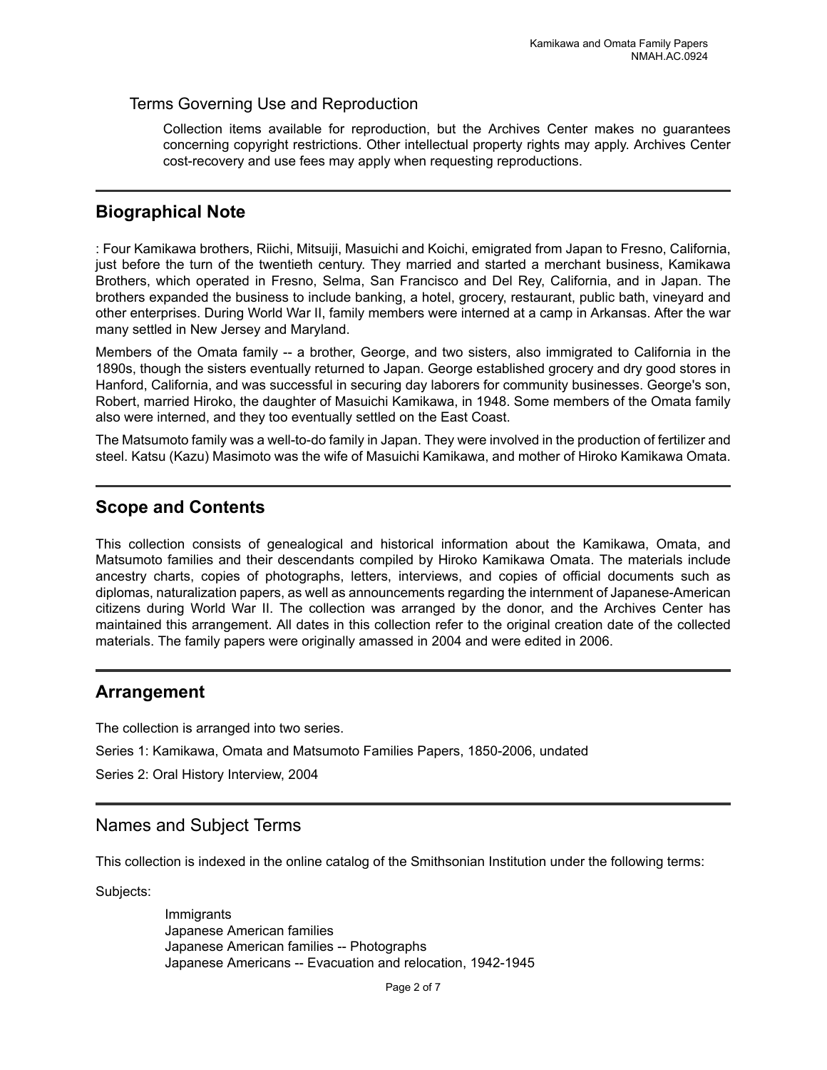## Terms Governing Use and Reproduction

Collection items available for reproduction, but the Archives Center makes no guarantees concerning copyright restrictions. Other intellectual property rights may apply. Archives Center cost-recovery and use fees may apply when requesting reproductions.

## Biographical Note

: Four Kamikawa brothers, Riichi, Mitsuiji, Masuichi and Koichi, emigrated from Japan to Fresno, California, just before the turn of the twentieth century. They married and started a merchant business, Kamikawa Brothers, which operated in Fresno, Selma, San Francisco and Del Rey, California, and in Japan. The brothers expanded the business to include banking, a hotel, grocery, restaurant, public bath, vineyard and other enterprises. During World War II, family members were interned at a camp in Arkansas. After the war many settled in New Jersey and Maryland.

Members of the Omata family -- a brother, George, and two sisters, also immigrated to California in the 1890s, though the sisters eventually returned to Japan. George established grocery and dry good stores in Hanford, California, and was successful in securing day laborers for community businesses. George's son, Robert, married Hiroko, the daughter of Masuichi Kamikawa, in 1948. Some members of the Omata family also were interned, and they too eventually settled on the East Coast.

The Matsumoto family was a well-to-do family in Japan. They were involved in the production of fertilizer and steel. Katsu (Kazu) Masimoto was the wife of Masuichi Kamikawa, and mother of Hiroko Kamikawa Omata.

## Scope and Contents

This collection consists of genealogical and historical information about the Kamikawa, Omata, and Matsumoto families and their descendants compiled by Hiroko Kamikawa Omata. The materials include ancestry charts, copies of photographs, letters, interviews, and copies of official documents such as diplomas, naturalization papers, as well as announcements regarding the internment of Japanese-American citizens during World War II. The collection was arranged by the donor, and the Archives Center has maintained this arrangement. All dates in this collection refer to the original creation date of the collected materials. The family papers were originally amassed in 2004 and were edited in 2006.

## Arrangement

The collection is arranged into two series.

Series 1: Kamikawa, Omata and Matsumoto Families Papers, 1850-2006, undated

Series 2: Oral History Interview, 2004

## Names and Subject Terms

This collection is indexed in the online catalog of the Smithsonian Institution under the following terms:

Subjects:

Immigrants
Japanese American families
Japanese American families -- Photographs
Japanese Americans -- Evacuation and relocation, 1942-1945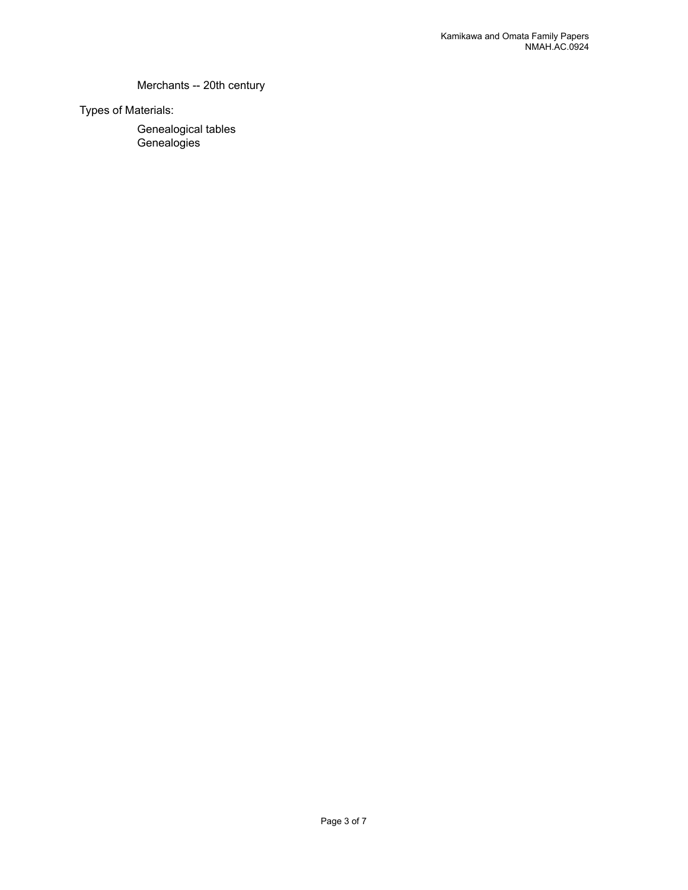Merchants -- 20th century

Types of Materials:

Genealogical tables
Genealogies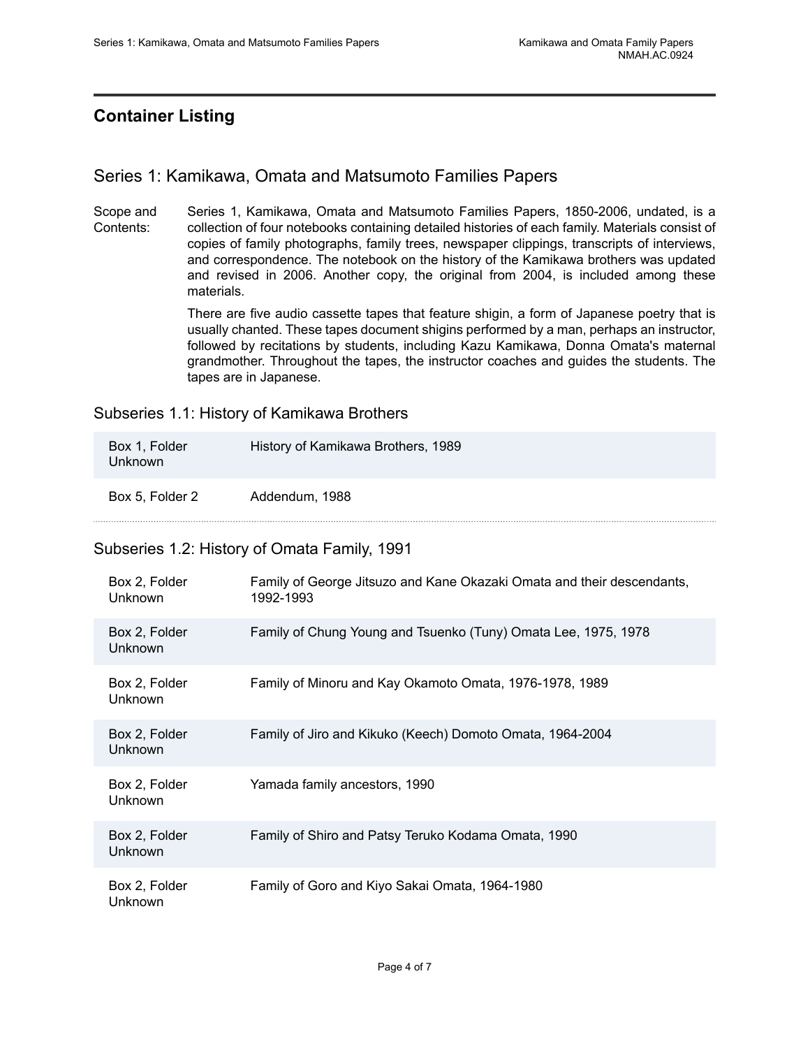## Container Listing

### Series 1: Kamikawa, Omata and Matsumoto Families Papers

Scope and Contents: Series 1, Kamikawa, Omata and Matsumoto Families Papers, 1850-2006, undated, is a collection of four notebooks containing detailed histories of each family. Materials consist of copies of family photographs, family trees, newspaper clippings, transcripts of interviews, and correspondence. The notebook on the history of the Kamikawa brothers was updated and revised in 2006. Another copy, the original from 2004, is included among these materials.

There are five audio cassette tapes that feature shigin, a form of Japanese poetry that is usually chanted. These tapes document shigins performed by a man, perhaps an instructor, followed by recitations by students, including Kazu Kamikawa, Donna Omata's maternal grandmother. Throughout the tapes, the instructor coaches and guides the students. The tapes are in Japanese.

#### Subseries 1.1: History of Kamikawa Brothers

| Container | Description |
|---|---|
| Box 1, Folder Unknown | History of Kamikawa Brothers, 1989 |
| Box 5, Folder 2 | Addendum, 1988 |

#### Subseries 1.2: History of Omata Family, 1991

| Container | Description |
|---|---|
| Box 2, Folder Unknown | Family of George Jitsuzo and Kane Okazaki Omata and their descendants, 1992-1993 |
| Box 2, Folder Unknown | Family of Chung Young and Tsuenko (Tuny) Omata Lee, 1975, 1978 |
| Box 2, Folder Unknown | Family of Minoru and Kay Okamoto Omata, 1976-1978, 1989 |
| Box 2, Folder Unknown | Family of Jiro and Kikuko (Keech) Domoto Omata, 1964-2004 |
| Box 2, Folder Unknown | Yamada family ancestors, 1990 |
| Box 2, Folder Unknown | Family of Shiro and Patsy Teruko Kodama Omata, 1990 |
| Box 2, Folder Unknown | Family of Goro and Kiyo Sakai Omata, 1964-1980 |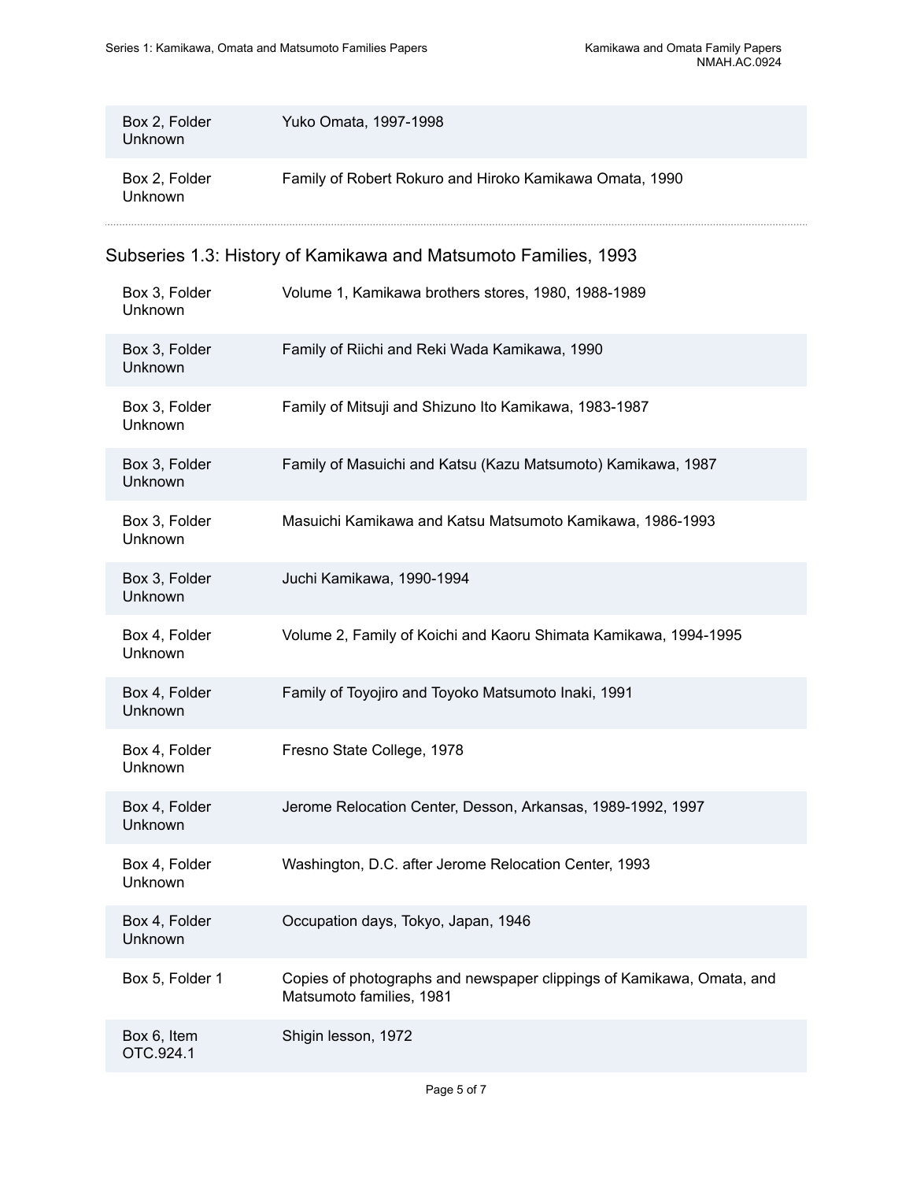| | |
|---|---|
| Box 2, Folder Unknown | Yuko Omata, 1997-1998 |
| Box 2, Folder Unknown | Family of Robert Rokuro and Hiroko Kamikawa Omata, 1990 |

## Subseries 1.3: History of Kamikawa and Matsumoto Families, 1993

| | |
|---|---|
| Box 3, Folder Unknown | Volume 1, Kamikawa brothers stores, 1980, 1988-1989 |
| Box 3, Folder Unknown | Family of Riichi and Reki Wada Kamikawa, 1990 |
| Box 3, Folder Unknown | Family of Mitsuji and Shizuno Ito Kamikawa, 1983-1987 |
| Box 3, Folder Unknown | Family of Masuichi and Katsu (Kazu Matsumoto) Kamikawa, 1987 |
| Box 3, Folder Unknown | Masuichi Kamikawa and Katsu Matsumoto Kamikawa, 1986-1993 |
| Box 3, Folder Unknown | Juchi Kamikawa, 1990-1994 |
| Box 4, Folder Unknown | Volume 2, Family of Koichi and Kaoru Shimata Kamikawa, 1994-1995 |
| Box 4, Folder Unknown | Family of Toyojiro and Toyoko Matsumoto Inaki, 1991 |
| Box 4, Folder Unknown | Fresno State College, 1978 |
| Box 4, Folder Unknown | Jerome Relocation Center, Desson, Arkansas, 1989-1992, 1997 |
| Box 4, Folder Unknown | Washington, D.C. after Jerome Relocation Center, 1993 |
| Box 4, Folder Unknown | Occupation days, Tokyo, Japan, 1946 |
| Box 5, Folder 1 | Copies of photographs and newspaper clippings of Kamikawa, Omata, and Matsumoto families, 1981 |
| Box 6, Item OTC.924.1 | Shigin lesson, 1972 |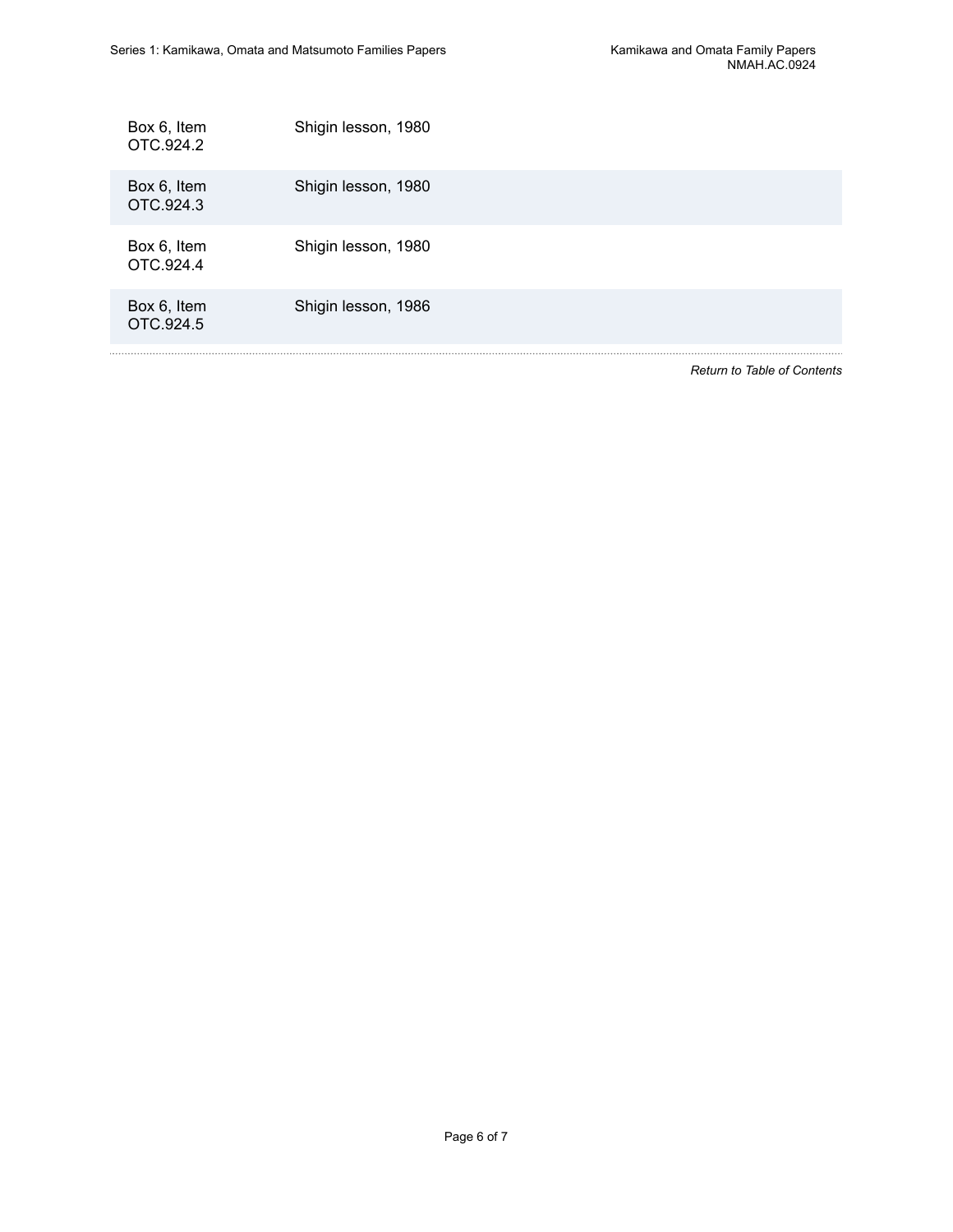| | |
|---|---|
| Box 6, Item OTC.924.2 | Shigin lesson, 1980 |
| Box 6, Item OTC.924.3 | Shigin lesson, 1980 |
| Box 6, Item OTC.924.4 | Shigin lesson, 1980 |
| Box 6, Item OTC.924.5 | Shigin lesson, 1986 |

*Return to Table of Contents*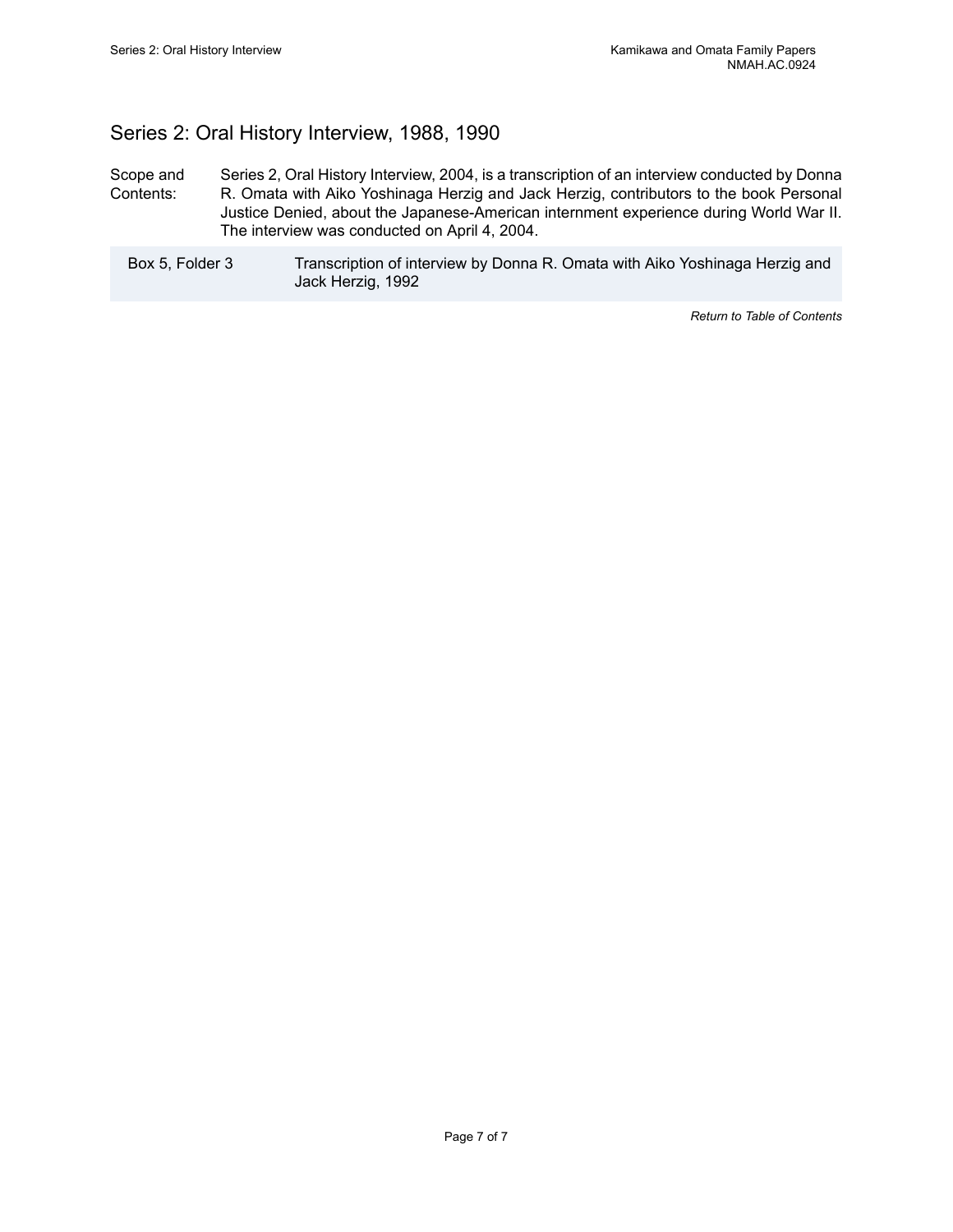## Series 2: Oral History Interview, 1988, 1990

Scope and Contents: Series 2, Oral History Interview, 2004, is a transcription of an interview conducted by Donna R. Omata with Aiko Yoshinaga Herzig and Jack Herzig, contributors to the book Personal Justice Denied, about the Japanese-American internment experience during World War II. The interview was conducted on April 4, 2004.

| | |
|---|---|
| Box 5, Folder 3 | Transcription of interview by Donna R. Omata with Aiko Yoshinaga Herzig and Jack Herzig, 1992 |

*Return to Table of Contents*